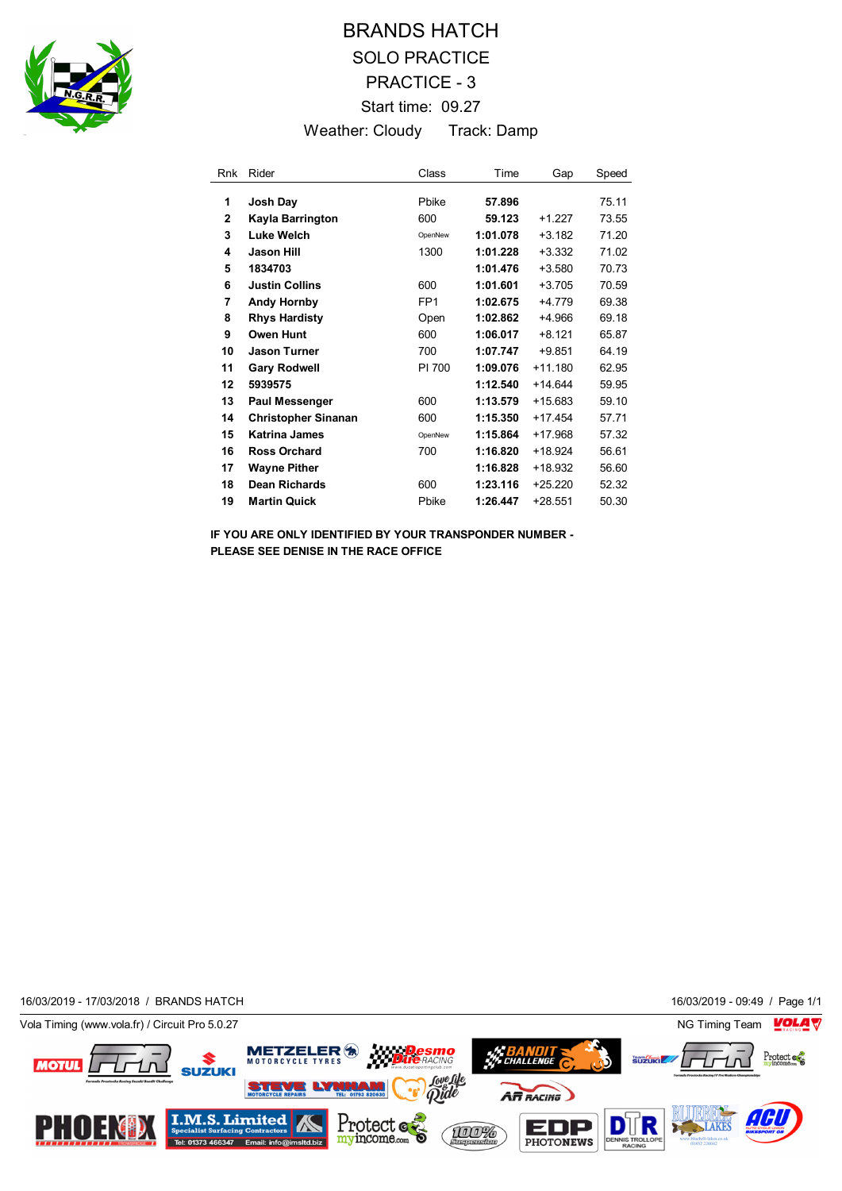# BRANDS HATCH

## SOLO PRACTICE

## PRACTICE - 3

Start time: 09.27

Weather: Cloudy Track: Damp

| Rnk | Rider | Class | Time | Gap | Speed |
|---|---|---|---|---|---|
| 1 | **Josh Day** | Pbike | **57.896** | | 75.11 |
| 2 | **Kayla Barrington** | 600 | **59.123** | +1.227 | 73.55 |
| 3 | **Luke Welch** | OpenNew | **1:01.078** | +3.182 | 71.20 |
| 4 | **Jason Hill** | 1300 | **1:01.228** | +3.332 | 71.02 |
| 5 | **1834703** | | **1:01.476** | +3.580 | 70.73 |
| 6 | **Justin Collins** | 600 | **1:01.601** | +3.705 | 70.59 |
| 7 | **Andy Hornby** | FP1 | **1:02.675** | +4.779 | 69.38 |
| 8 | **Rhys Hardisty** | Open | **1:02.862** | +4.966 | 69.18 |
| 9 | **Owen Hunt** | 600 | **1:06.017** | +8.121 | 65.87 |
| 10 | **Jason Turner** | 700 | **1:07.747** | +9.851 | 64.19 |
| 11 | **Gary Rodwell** | PI 700 | **1:09.076** | +11.180 | 62.95 |
| 12 | **5939575** | | **1:12.540** | +14.644 | 59.95 |
| 13 | **Paul Messenger** | 600 | **1:13.579** | +15.683 | 59.10 |
| 14 | **Christopher Sinanan** | 600 | **1:15.350** | +17.454 | 57.71 |
| 15 | **Katrina James** | OpenNew | **1:15.864** | +17.968 | 57.32 |
| 16 | **Ross Orchard** | 700 | **1:16.820** | +18.924 | 56.61 |
| 17 | **Wayne Pither** | | **1:16.828** | +18.932 | 56.60 |
| 18 | **Dean Richards** | 600 | **1:23.116** | +25.220 | 52.32 |
| 19 | **Martin Quick** | Pbike | **1:26.447** | +28.551 | 50.30 |

**IF YOU ARE ONLY IDENTIFIED BY YOUR TRANSPONDER NUMBER - PLEASE SEE DENISE IN THE RACE OFFICE**

16/03/2019 - 17/03/2018 / BRANDS HATCH

16/03/2019 - 09:49

Vola Timing (www.vola.fr) / Circuit Pro 5.0.27

NG Timing Team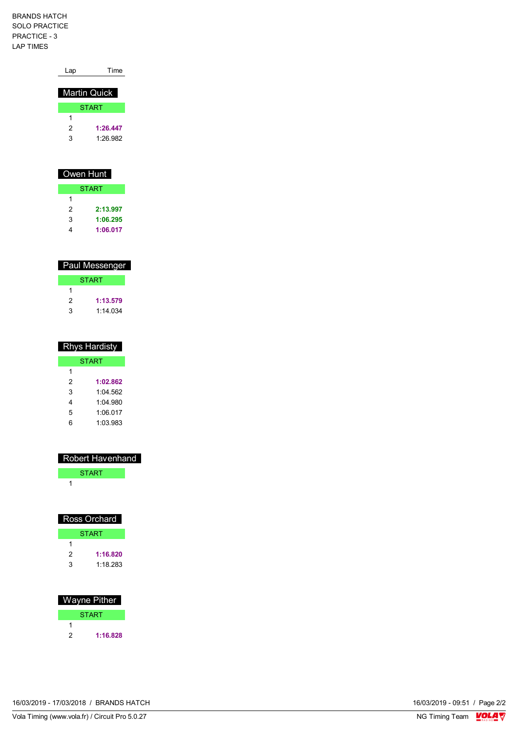BRANDS HATCH
SOLO PRACTICE
PRACTICE - 3
LAP TIMES

### Martin Quick

| Lap | Time |
|---|---|
| START | |
| 1 | |
| 2 | **1:26.447** |
| 3 | 1:26.982 |

### Owen Hunt

| Lap | Time |
|---|---|
| START | |
| 1 | |
| 2 | **2:13.997** |
| 3 | **1:06.295** |
| 4 | **1:06.017** |

### Paul Messenger

| Lap | Time |
|---|---|
| START | |
| 1 | |
| 2 | **1:13.579** |
| 3 | 1:14.034 |

### Rhys Hardisty

| Lap | Time |
|---|---|
| START | |
| 1 | |
| 2 | **1:02.862** |
| 3 | 1:04.562 |
| 4 | 1:04.980 |
| 5 | 1:06.017 |
| 6 | 1:03.983 |

### Robert Havenhand

| Lap | Time |
|---|---|
| START | |
| 1 | |

### Ross Orchard

| Lap | Time |
|---|---|
| START | |
| 1 | |
| 2 | **1:16.820** |
| 3 | 1:18.283 |

### Wayne Pither

| Lap | Time |
|---|---|
| START | |
| 1 | |
| 2 | **1:16.828** |

16/03/2019 - 17/03/2018 / BRANDS HATCH

16/03/2019 - 09:51

Vola Timing (www.vola.fr) / Circuit Pro 5.0.27

NG Timing Team